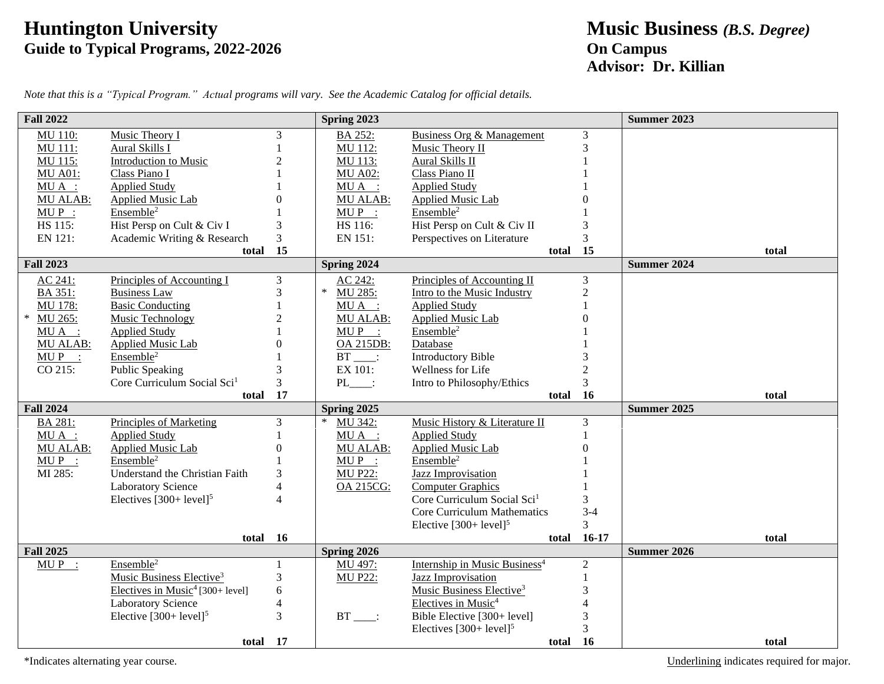# Huntington University
## Guide to Typical Programs, 2022-2026

# Music Business *(B.S. Degree)*
## On Campus
## Advisor: Dr. Killian

*Note that this is a "Typical Program." Actual programs will vary. See the Academic Catalog for official details.*

| Fall 2022 | | | Spring 2023 | | | Summer 2023 |
|---|---|---|---|---|---|---|
| MU 110: | Music Theory I | 3 | BA 252: | Business Org & Management | 3 | |
| MU 111: | Aural Skills I | 1 | MU 112: | Music Theory II | 3 | |
| MU 115: | Introduction to Music | 2 | MU 113: | Aural Skills II | 1 | |
| MU A01: | Class Piano I | 1 | MU A02: | Class Piano II | 1 | |
| MU A ___: | Applied Study | 1 | MU A ___: | Applied Study | 1 | |
| MU ALAB: | Applied Music Lab | 0 | MU ALAB: | Applied Music Lab | 0 | |
| MU P ___: | Ensemble[2] | 1 | MU P ___: | Ensemble[2] | 1 | |
| HS 115: | Hist Persp on Cult & Civ I | 3 | HS 116: | Hist Persp on Cult & Civ II | 3 | |
| EN 121: | Academic Writing & Research | 3 | EN 151: | Perspectives on Literature | 3 | |
| | **total** | **15** | | **total** | **15** | **total** |
| **Fall 2023** | | | **Spring 2024** | | | **Summer 2024** |
| AC 241: | Principles of Accounting I | 3 | AC 242: | Principles of Accounting II | 3 | |
| BA 351: | Business Law | 3 | * MU 285: | Intro to the Music Industry | 2 | |
| MU 178: | Basic Conducting | 1 | MU A ___: | Applied Study | 1 | |
| * MU 265: | Music Technology | 2 | MU ALAB: | Applied Music Lab | 0 | |
| MU A ___: | Applied Study | 1 | MU P ___: | Ensemble[2] | 1 | |
| MU ALAB: | Applied Music Lab | 0 | OA 215DB: | Database | 1 | |
| MU P ___: | Ensemble[2] | 1 | BT ____: | Introductory Bible | 3 | |
| CO 215: | Public Speaking | 3 | EX 101: | Wellness for Life | 2 | |
| | Core Curriculum Social Sci[1] | 3 | PL____: | Intro to Philosophy/Ethics | 3 | |
| | **total** | **17** | | **total** | **16** | **total** |
| **Fall 2024** | | | **Spring 2025** | | | **Summer 2025** |
| BA 281: | Principles of Marketing | 3 | * MU 342: | Music History & Literature II | 3 | |
| MU A ___: | Applied Study | 1 | MU A ___: | Applied Study | 1 | |
| MU ALAB: | Applied Music Lab | 0 | MU ALAB: | Applied Music Lab | 0 | |
| MU P ___: | Ensemble[2] | 1 | MU P ___: | Ensemble[2] | 1 | |
| MI 285: | Understand the Christian Faith | 3 | MU P22: | Jazz Improvisation | 1 | |
| | Laboratory Science | 4 | OA 215CG: | Computer Graphics | 1 | |
| | Electives [300+ level][5] | 4 | | Core Curriculum Social Sci[1] | 3 | |
| | | | | Core Curriculum Mathematics | 3-4 | |
| | | | | Elective [300+ level][5] | 3 | |
| | **total** | **16** | | **total** | **16-17** | **total** |
| **Fall 2025** | | | **Spring 2026** | | | **Summer 2026** |
| MU P ___: | Ensemble[2] | 1 | MU 497: | Internship in Music Business[4] | 2 | |
| | Music Business Elective[3] | 3 | MU P22: | Jazz Improvisation | 1 | |
| | Electives in Music[4] [300+ level] | 6 | | Music Business Elective[3] | 3 | |
| | Laboratory Science | 4 | | Electives in Music[4] | 4 | |
| | Elective [300+ level][5] | 3 | BT ____: | Bible Elective [300+ level] | 3 | |
| | | | | Electives [300+ level][5] | 3 | |
| | **total** | **17** | | **total** | **16** | **total** |

*Indicates alternating year course.

Underlining indicates required for major.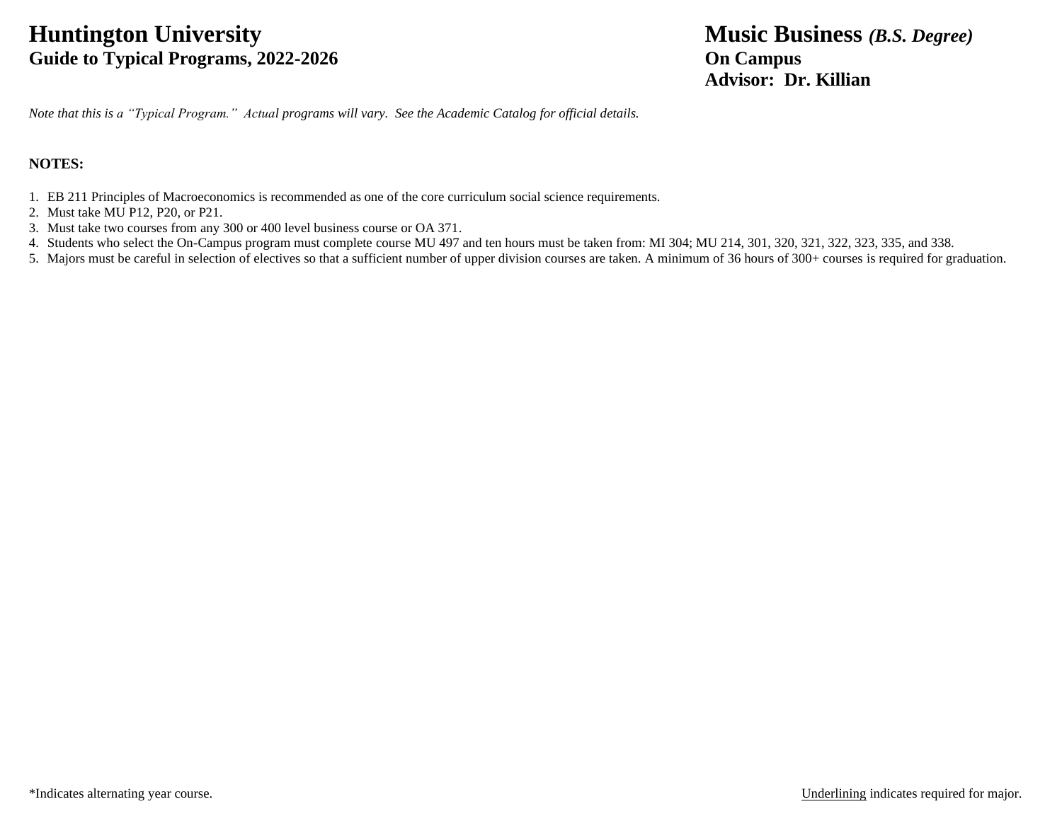*Note that this is a "Typical Program." Actual programs will vary. See the Academic Catalog for official details.*

**NOTES:**

1. EB 211 Principles of Macroeconomics is recommended as one of the core curriculum social science requirements.
2. Must take MU P12, P20, or P21.
3. Must take two courses from any 300 or 400 level business course or OA 371.
4. Students who select the On-Campus program must complete course MU 497 and ten hours must be taken from: MI 304; MU 214, 301, 320, 321, 322, 323, 335, and 338.
5. Majors must be careful in selection of electives so that a sufficient number of upper division courses are taken. A minimum of 36 hours of 300+ courses is required for graduation.

*Indicates alternating year course.

<u>Underlining</u> indicates required for major.